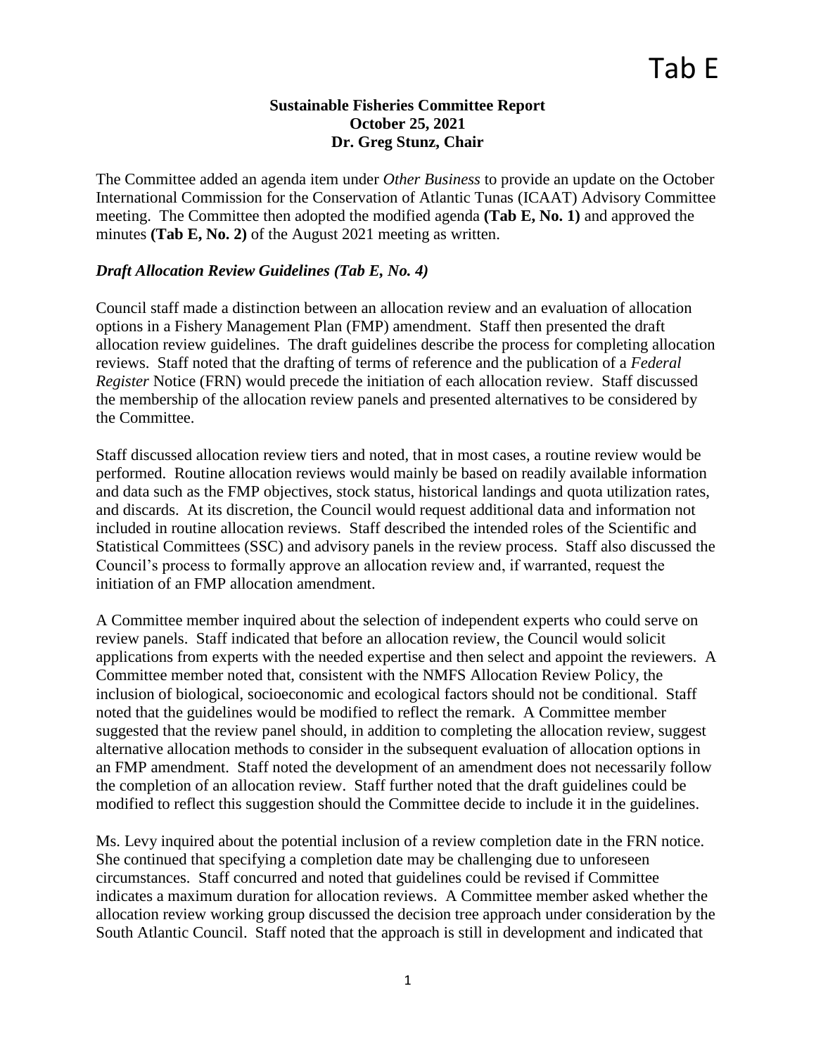Tab E

**Sustainable Fisheries Committee Report**
**October 25, 2021**
**Dr. Greg Stunz, Chair**

The Committee added an agenda item under *Other Business* to provide an update on the October International Commission for the Conservation of Atlantic Tunas (ICAAT) Advisory Committee meeting. The Committee then adopted the modified agenda **(Tab E, No. 1)** and approved the minutes **(Tab E, No. 2)** of the August 2021 meeting as written.

### *Draft Allocation Review Guidelines (Tab E, No. 4)*

Council staff made a distinction between an allocation review and an evaluation of allocation options in a Fishery Management Plan (FMP) amendment. Staff then presented the draft allocation review guidelines. The draft guidelines describe the process for completing allocation reviews. Staff noted that the drafting of terms of reference and the publication of a *Federal Register* Notice (FRN) would precede the initiation of each allocation review. Staff discussed the membership of the allocation review panels and presented alternatives to be considered by the Committee.

Staff discussed allocation review tiers and noted, that in most cases, a routine review would be performed. Routine allocation reviews would mainly be based on readily available information and data such as the FMP objectives, stock status, historical landings and quota utilization rates, and discards. At its discretion, the Council would request additional data and information not included in routine allocation reviews. Staff described the intended roles of the Scientific and Statistical Committees (SSC) and advisory panels in the review process. Staff also discussed the Council's process to formally approve an allocation review and, if warranted, request the initiation of an FMP allocation amendment.

A Committee member inquired about the selection of independent experts who could serve on review panels. Staff indicated that before an allocation review, the Council would solicit applications from experts with the needed expertise and then select and appoint the reviewers. A Committee member noted that, consistent with the NMFS Allocation Review Policy, the inclusion of biological, socioeconomic and ecological factors should not be conditional. Staff noted that the guidelines would be modified to reflect the remark. A Committee member suggested that the review panel should, in addition to completing the allocation review, suggest alternative allocation methods to consider in the subsequent evaluation of allocation options in an FMP amendment. Staff noted the development of an amendment does not necessarily follow the completion of an allocation review. Staff further noted that the draft guidelines could be modified to reflect this suggestion should the Committee decide to include it in the guidelines.

Ms. Levy inquired about the potential inclusion of a review completion date in the FRN notice. She continued that specifying a completion date may be challenging due to unforeseen circumstances. Staff concurred and noted that guidelines could be revised if Committee indicates a maximum duration for allocation reviews. A Committee member asked whether the allocation review working group discussed the decision tree approach under consideration by the South Atlantic Council. Staff noted that the approach is still in development and indicated that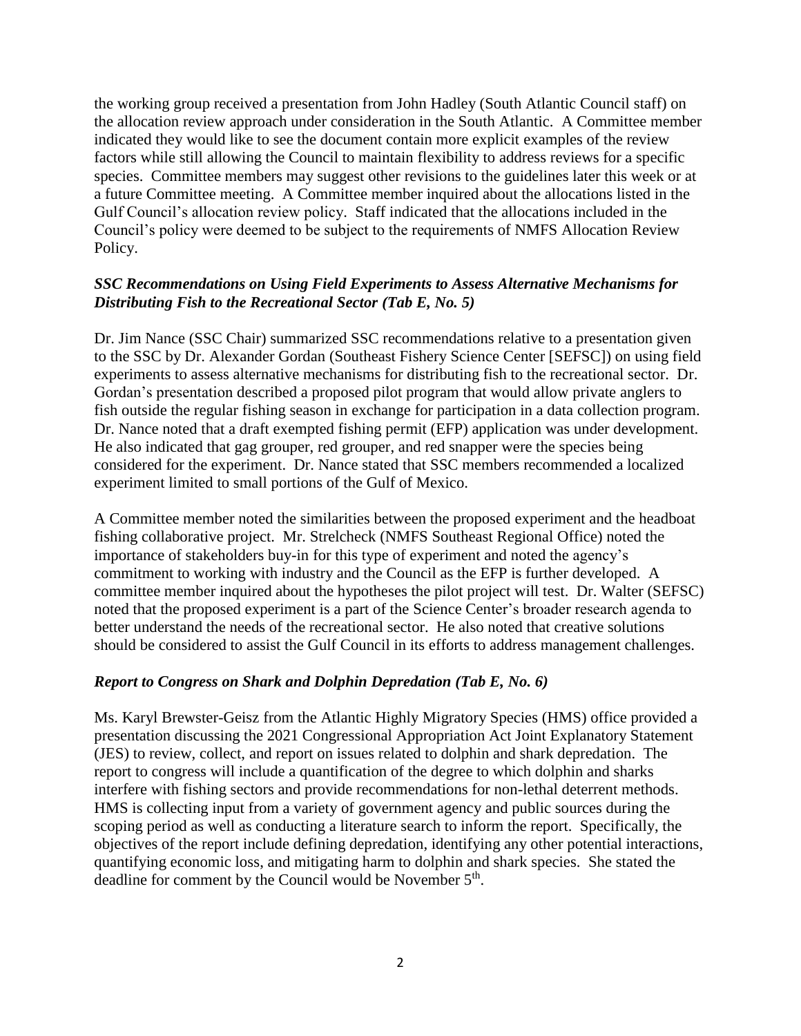the working group received a presentation from John Hadley (South Atlantic Council staff) on the allocation review approach under consideration in the South Atlantic. A Committee member indicated they would like to see the document contain more explicit examples of the review factors while still allowing the Council to maintain flexibility to address reviews for a specific species. Committee members may suggest other revisions to the guidelines later this week or at a future Committee meeting. A Committee member inquired about the allocations listed in the Gulf Council's allocation review policy. Staff indicated that the allocations included in the Council's policy were deemed to be subject to the requirements of NMFS Allocation Review Policy.

### *SSC Recommendations on Using Field Experiments to Assess Alternative Mechanisms for Distributing Fish to the Recreational Sector (Tab E, No. 5)*

Dr. Jim Nance (SSC Chair) summarized SSC recommendations relative to a presentation given to the SSC by Dr. Alexander Gordan (Southeast Fishery Science Center [SEFSC]) on using field experiments to assess alternative mechanisms for distributing fish to the recreational sector. Dr. Gordan's presentation described a proposed pilot program that would allow private anglers to fish outside the regular fishing season in exchange for participation in a data collection program. Dr. Nance noted that a draft exempted fishing permit (EFP) application was under development. He also indicated that gag grouper, red grouper, and red snapper were the species being considered for the experiment. Dr. Nance stated that SSC members recommended a localized experiment limited to small portions of the Gulf of Mexico.

A Committee member noted the similarities between the proposed experiment and the headboat fishing collaborative project. Mr. Strelcheck (NMFS Southeast Regional Office) noted the importance of stakeholders buy-in for this type of experiment and noted the agency's commitment to working with industry and the Council as the EFP is further developed. A committee member inquired about the hypotheses the pilot project will test. Dr. Walter (SEFSC) noted that the proposed experiment is a part of the Science Center's broader research agenda to better understand the needs of the recreational sector. He also noted that creative solutions should be considered to assist the Gulf Council in its efforts to address management challenges.

### *Report to Congress on Shark and Dolphin Depredation (Tab E, No. 6)*

Ms. Karyl Brewster-Geisz from the Atlantic Highly Migratory Species (HMS) office provided a presentation discussing the 2021 Congressional Appropriation Act Joint Explanatory Statement (JES) to review, collect, and report on issues related to dolphin and shark depredation. The report to congress will include a quantification of the degree to which dolphin and sharks interfere with fishing sectors and provide recommendations for non-lethal deterrent methods. HMS is collecting input from a variety of government agency and public sources during the scoping period as well as conducting a literature search to inform the report. Specifically, the objectives of the report include defining depredation, identifying any other potential interactions, quantifying economic loss, and mitigating harm to dolphin and shark species. She stated the deadline for comment by the Council would be November 5th.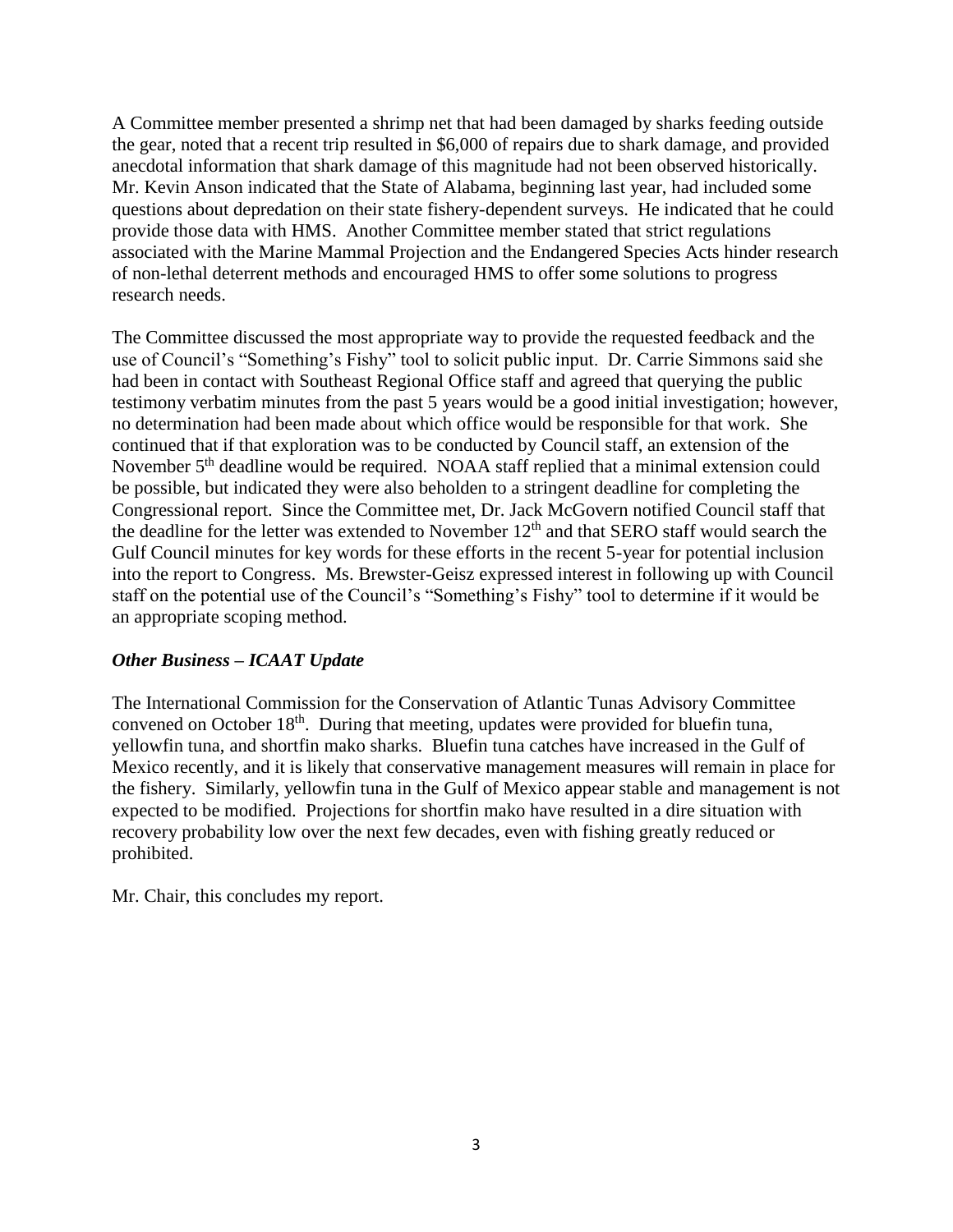A Committee member presented a shrimp net that had been damaged by sharks feeding outside the gear, noted that a recent trip resulted in \$6,000 of repairs due to shark damage, and provided anecdotal information that shark damage of this magnitude had not been observed historically. Mr. Kevin Anson indicated that the State of Alabama, beginning last year, had included some questions about depredation on their state fishery-dependent surveys. He indicated that he could provide those data with HMS. Another Committee member stated that strict regulations associated with the Marine Mammal Projection and the Endangered Species Acts hinder research of non-lethal deterrent methods and encouraged HMS to offer some solutions to progress research needs.

The Committee discussed the most appropriate way to provide the requested feedback and the use of Council's "Something's Fishy" tool to solicit public input. Dr. Carrie Simmons said she had been in contact with Southeast Regional Office staff and agreed that querying the public testimony verbatim minutes from the past 5 years would be a good initial investigation; however, no determination had been made about which office would be responsible for that work. She continued that if that exploration was to be conducted by Council staff, an extension of the November 5th deadline would be required. NOAA staff replied that a minimal extension could be possible, but indicated they were also beholden to a stringent deadline for completing the Congressional report. Since the Committee met, Dr. Jack McGovern notified Council staff that the deadline for the letter was extended to November 12th and that SERO staff would search the Gulf Council minutes for key words for these efforts in the recent 5-year for potential inclusion into the report to Congress. Ms. Brewster-Geisz expressed interest in following up with Council staff on the potential use of the Council's "Something's Fishy" tool to determine if it would be an appropriate scoping method.

### *Other Business – ICAAT Update*

The International Commission for the Conservation of Atlantic Tunas Advisory Committee convened on October 18th. During that meeting, updates were provided for bluefin tuna, yellowfin tuna, and shortfin mako sharks. Bluefin tuna catches have increased in the Gulf of Mexico recently, and it is likely that conservative management measures will remain in place for the fishery. Similarly, yellowfin tuna in the Gulf of Mexico appear stable and management is not expected to be modified. Projections for shortfin mako have resulted in a dire situation with recovery probability low over the next few decades, even with fishing greatly reduced or prohibited.

Mr. Chair, this concludes my report.